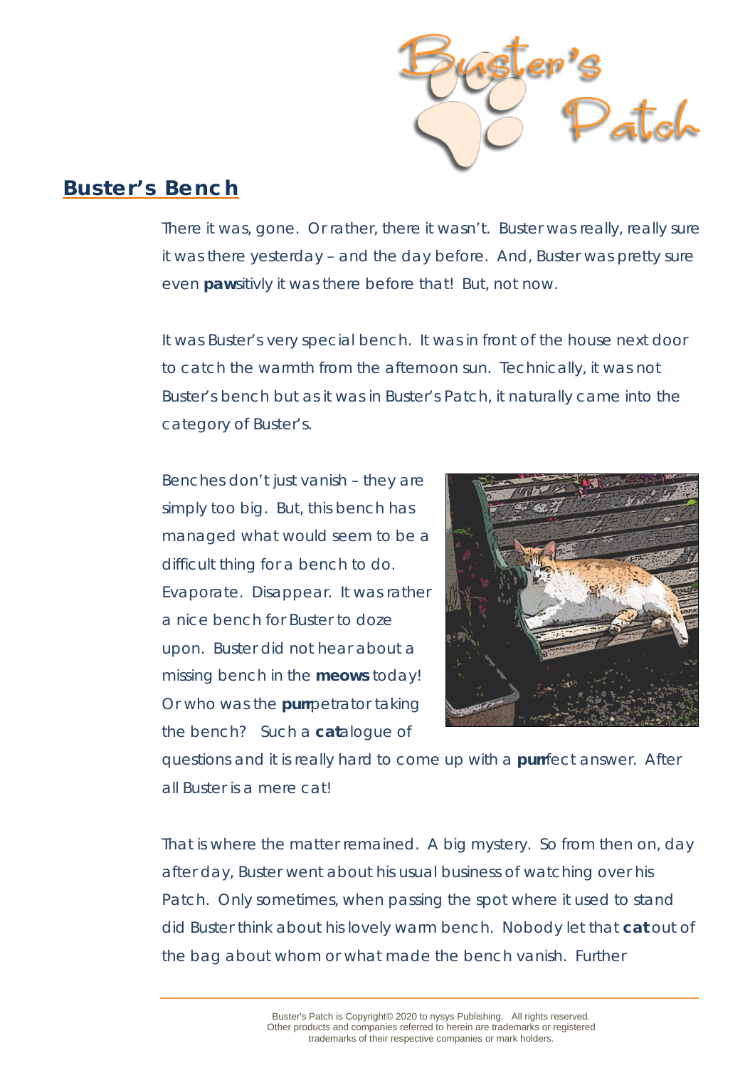## Buster's Bench

There it was, gone. Or rather, there it wasn't. Buster was really, really sure it was there yesterday – and the day before. And, Buster was pretty sure even **paw**sitivly it was there before that! But, not now.

It was Buster's very special bench. It was in front of the house next door to catch the warmth from the afternoon sun. Technically, it was not Buster's bench but as it was in Buster's Patch, it naturally came into the category of Buster's.

Benches don't just vanish – they are simply too big. But, this bench has managed what would seem to be a difficult thing for a bench to do. Evaporate. Disappear. It was rather a nice bench for Buster to doze upon. Buster did not hear about a missing bench in the **meows** today! Or who was the **purr**petrator taking the bench? Such a **cat**alogue of questions and it is really hard to come up with a **purr**fect answer. After all Buster is a mere cat!

That is where the matter remained. A big mystery. So from then on, day after day, Buster went about his usual business of watching over his Patch. Only sometimes, when passing the spot where it used to stand did Buster think about his lovely warm bench. Nobody let that **cat** out of the bag about whom or what made the bench vanish. Further

Buster's Patch is Copyright© 2020 to nysys Publishing. All rights reserved.
Other products and companies referred to herein are trademarks or registered trademarks of their respective companies or mark holders.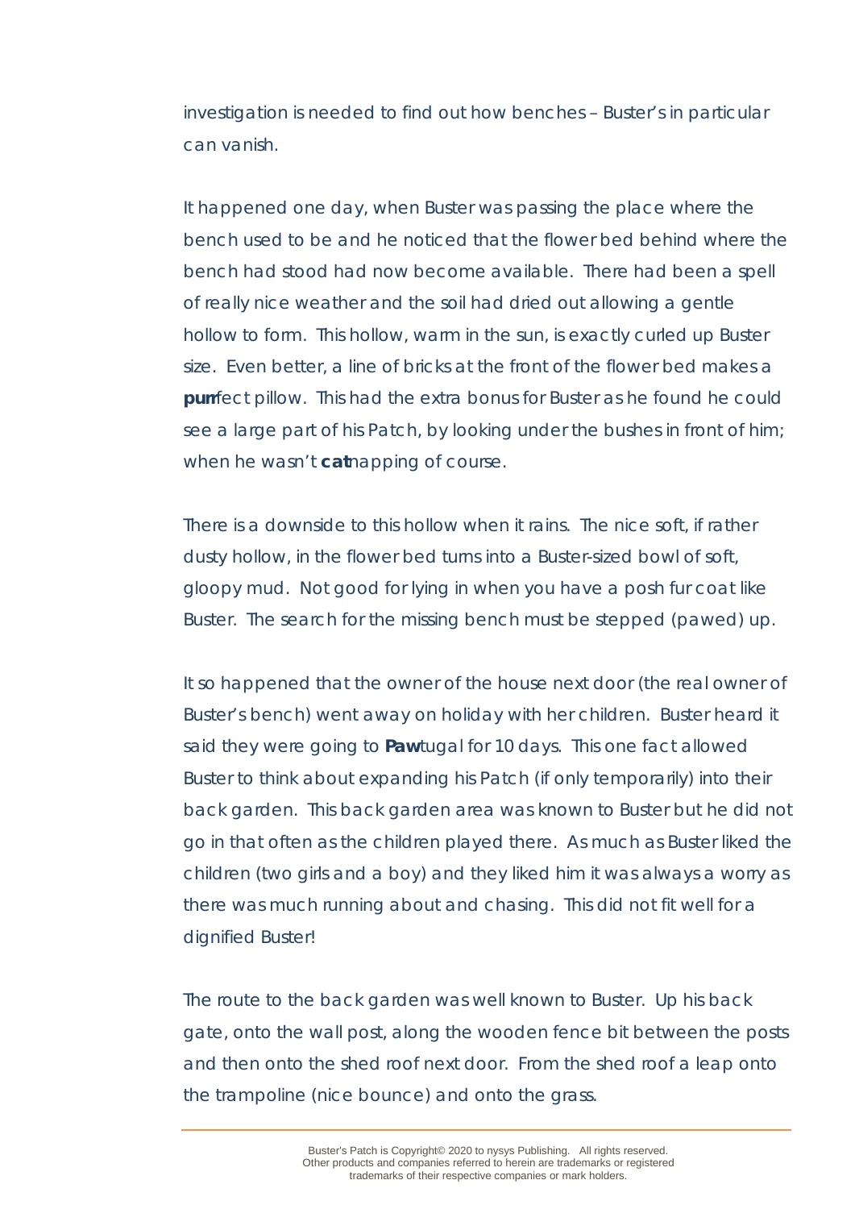investigation is needed to find out how benches – Buster's in particular can vanish.

It happened one day, when Buster was passing the place where the bench used to be and he noticed that the flower bed behind where the bench had stood had now become available. There had been a spell of really nice weather and the soil had dried out allowing a gentle hollow to form. This hollow, warm in the sun, is exactly curled up Buster size. Even better, a line of bricks at the front of the flower bed makes a **purr**fect pillow. This had the extra bonus for Buster as he found he could see a large part of his Patch, by looking under the bushes in front of him; when he wasn't **cat**napping of course.

There is a downside to this hollow when it rains. The nice soft, if rather dusty hollow, in the flower bed turns into a Buster-sized bowl of soft, gloopy mud. Not good for lying in when you have a posh fur coat like Buster. The search for the missing bench must be stepped (pawed) up.

It so happened that the owner of the house next door (the real owner of Buster's bench) went away on holiday with her children. Buster heard it said they were going to **Paw**tugal for 10 days. This one fact allowed Buster to think about expanding his Patch (if only temporarily) into their back garden. This back garden area was known to Buster but he did not go in that often as the children played there. As much as Buster liked the children (two girls and a boy) and they liked him it was always a worry as there was much running about and chasing. This did not fit well for a dignified Buster!

The route to the back garden was well known to Buster. Up his back gate, onto the wall post, along the wooden fence bit between the posts and then onto the shed roof next door. From the shed roof a leap onto the trampoline (nice bounce) and onto the grass.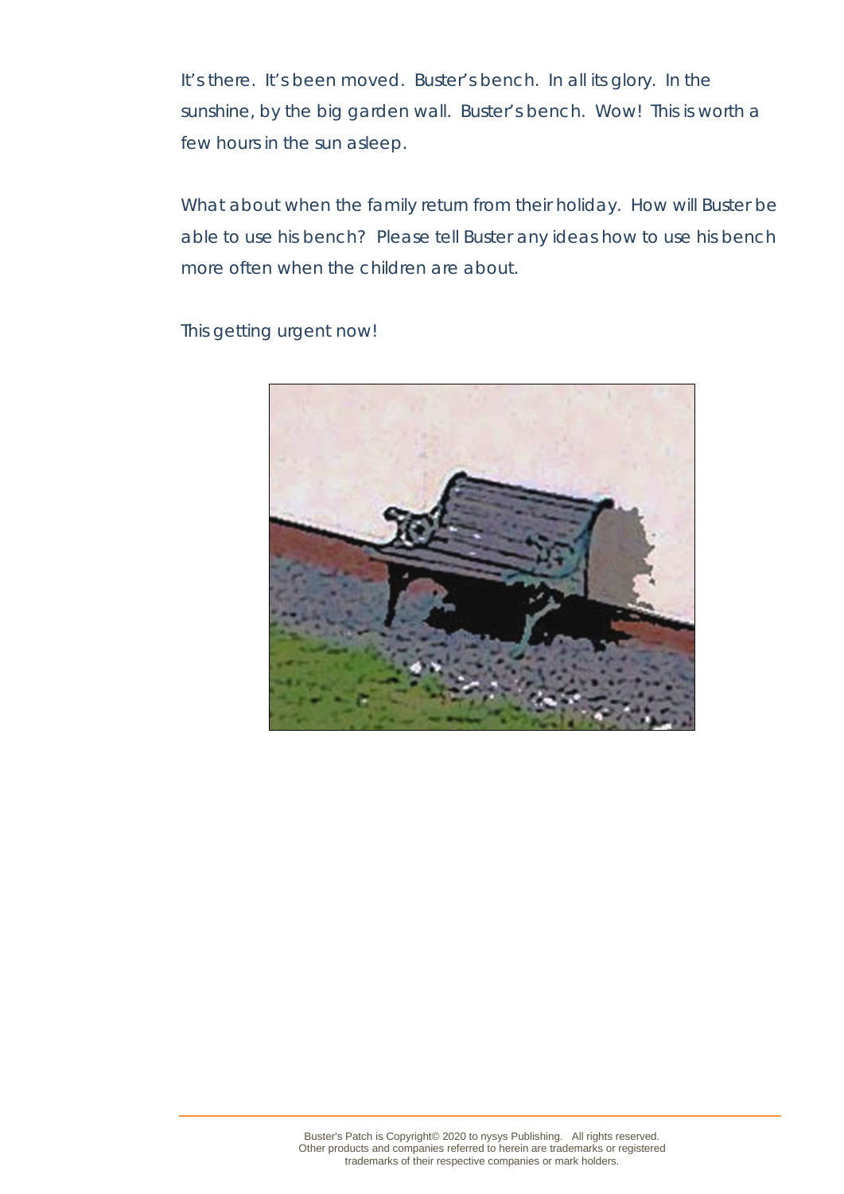It's there. It's been moved. Buster's bench. In all its glory. In the sunshine, by the big garden wall. Buster's bench. Wow! This is worth a few hours in the sun asleep.

What about when the family return from their holiday. How will Buster be able to use his bench? Please tell Buster any ideas how to use his bench more often when the children are about.

This getting urgent now!

Buster's Patch is Copyright© 2020 to nysys Publishing. All rights reserved.
Other products and companies referred to herein are trademarks or registered trademarks of their respective companies or mark holders.